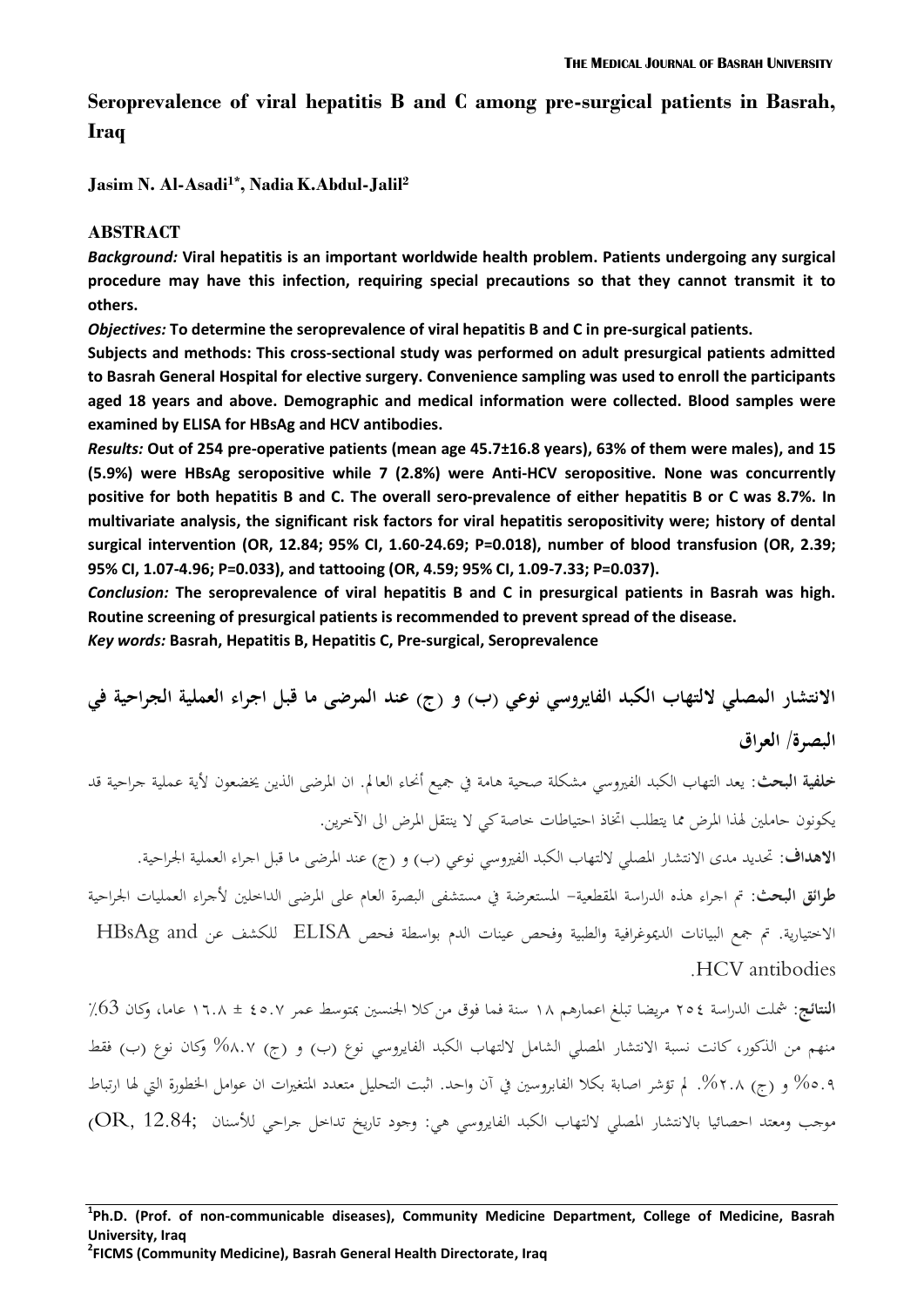# Seroprevalence of viral hepatitis B and C among pre-surgical patients in Basrah, Iraq

**Jasim N. Al-Asadi[1]*, Nadia K.Abdul-Jalil[2]**

## ABSTRACT

***Background:*** **Viral hepatitis is an important worldwide health problem. Patients undergoing any surgical procedure may have this infection, requiring special precautions so that they cannot transmit it to others.**

***Objectives:*** **To determine the seroprevalence of viral hepatitis B and C in pre-surgical patients.**

**Subjects and methods: This cross-sectional study was performed on adult presurgical patients admitted to Basrah General Hospital for elective surgery. Convenience sampling was used to enroll the participants aged 18 years and above. Demographic and medical information were collected. Blood samples were examined by ELISA for HBsAg and HCV antibodies.**

***Results:*** **Out of 254 pre-operative patients (mean age 45.7±16.8 years), 63% of them were males), and 15 (5.9%) were HBsAg seropositive while 7 (2.8%) were Anti-HCV seropositive. None was concurrently positive for both hepatitis B and C. The overall sero-prevalence of either hepatitis B or C was 8.7%. In multivariate analysis, the significant risk factors for viral hepatitis seropositivity were; history of dental surgical intervention (OR, 12.84; 95% CI, 1.60-24.69; P=0.018), number of blood transfusion (OR, 2.39; 95% CI, 1.07-4.96; P=0.033), and tattooing (OR, 4.59; 95% CI, 1.09-7.33; P=0.037).**

***Conclusion:*** **The seroprevalence of viral hepatitis B and C in presurgical patients in Basrah was high. Routine screening of presurgical patients is recommended to prevent spread of the disease.**

***Key words:*** **Basrah, Hepatitis B, Hepatitis C, Pre-surgical, Seroprevalence**

# الانتشار المصلي لالتهاب الكبد الفايروسي نوعي (ب) و (ج) عند المرضى ما قبل اجراء العملية الجراحية في البصرة/ العراق

**خلفية البحث**: يعد التهاب الكبد الفيروسي مشكلة صحية هامة في جميع أنحاء العالم. ان المرضى الذين يخضعون لأية عملية جراحية قد يكونون حاملين لهذا المرض مما يتطلب اتخاذ احتياطات خاصة كي لا ينتقل المرض الى الآخرين.

**الاهداف**: تحديد مدى الانتشار المصلي لالتهاب الكبد الفايروسي نوعي (ب) و (ج) عند المرضى ما قبل اجراء العملية الجراحية.

**طرائق البحث**: تم اجراء هذه الدراسة المقطعية- المستعرضة في مستشفى البصرة العام على المرضى الداخلين لأجراء العمليات الجراحية الاختيارية. تم جمع البيانات الديموغرافية والطبية وفحص عينات الدم بواسطة فحص ELISA للكشف عن HBsAg and HCV antibodies.

**النتائج**: شملت الدراسة ٢٥٤ مريضا تبلغ اعمارهم ١٨ سنة فما فوق من كلا الجنسين بمتوسط عمر ٤٥.٧ ± ١٦.٨ عاما، وكان 63٪ منهم من الذكور، كانت نسبة الانتشار المصلي الشامل لالتهاب الكبد الفايروسي نوع (ب) و (ج) ٨.٧% وكان نوع (ب) فقط ٥.٩% و (ج) ٢.٨%. لم تؤشر اصابة بكلا الفايروسين في آن واحد. اثبت التحليل متعدد المتغيرات ان عوامل الخطورة التي لها ارتباط موجب ومعتد احصائيا بالانتشار المصلي لالتهاب الكبد الفايروسي هي: وجود تاريخ تداخل جراحي للأسنان (OR, 12.84;

---

[1]Ph.D. (Prof. of non-communicable diseases), Community Medicine Department, College of Medicine, Basrah University, Iraq

[2]FICMS (Community Medicine), Basrah General Health Directorate, Iraq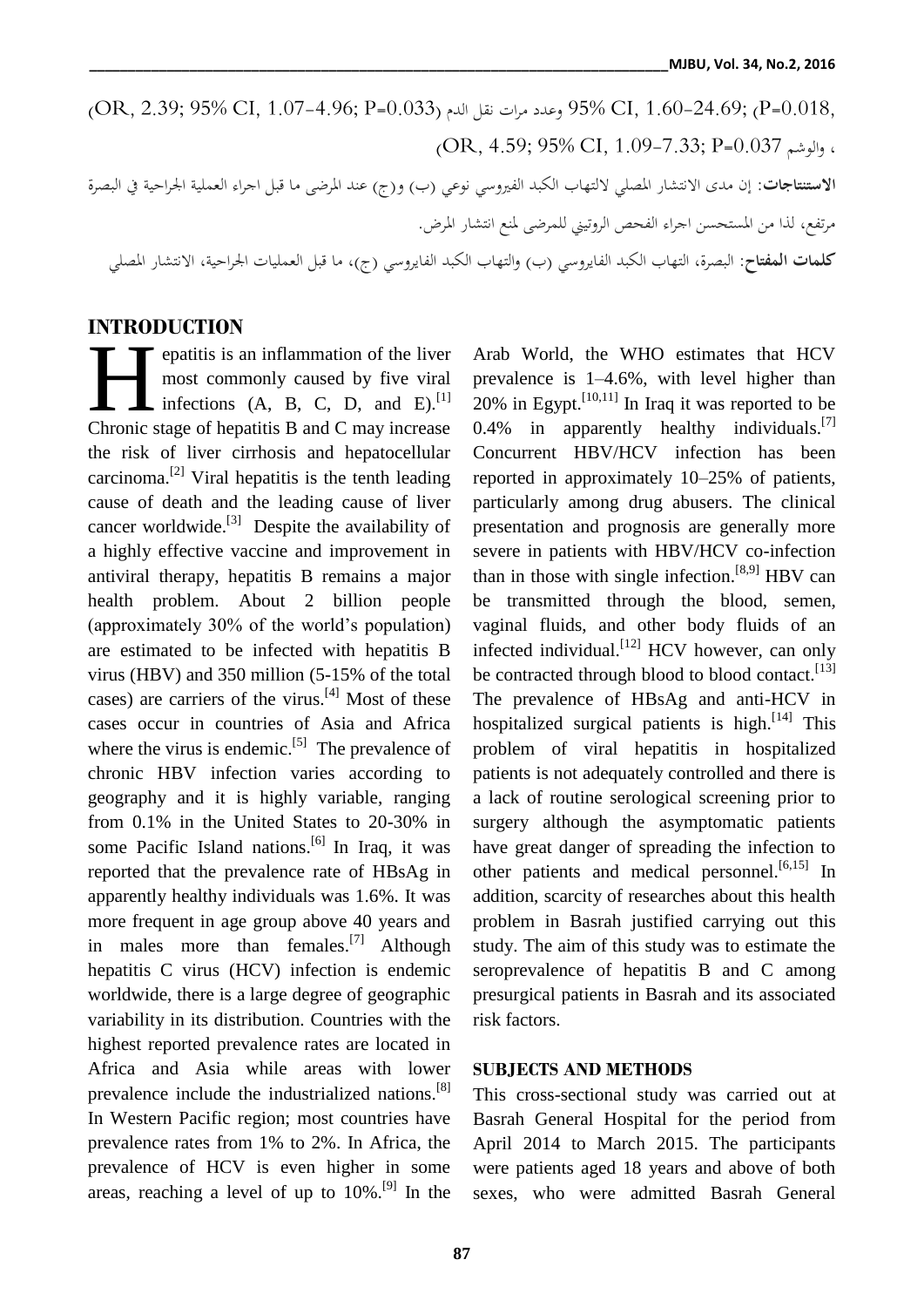(OR, 2.39; 95% CI, 1.07-4.96; P=0.033) وعدد مرات نقل الدم (95% CI, 1.60-24.69; P=0.018, والوشم (OR, 4.59; 95% CI, 1.09-7.33; P=0.037 ،

**الاستنتاجات**: إن مدى الانتشار المصلي لالتهاب الكبد الفيروسي نوعي (ب) و(ج) عند المرضى ما قبل اجراء العملية الجراحية في البصرة مرتفع، لذا من المستحسن اجراء الفحص الروتيني للمرضى لمنع انتشار المرض.

**كلمات المفتاح**: البصرة، التهاب الكبد الفايروسي (ب) والتهاب الكبد الفايروسي (ج)، ما قبل العمليات الجراحية، الانتشار المصلي

## INTRODUCTION

Hepatitis is an inflammation of the liver most commonly caused by five viral infections (A, B, C, D, and E).[1] Chronic stage of hepatitis B and C may increase the risk of liver cirrhosis and hepatocellular carcinoma.[2] Viral hepatitis is the tenth leading cause of death and the leading cause of liver cancer worldwide.[3] Despite the availability of a highly effective vaccine and improvement in antiviral therapy, hepatitis B remains a major health problem. About 2 billion people (approximately 30% of the world's population) are estimated to be infected with hepatitis B virus (HBV) and 350 million (5-15% of the total cases) are carriers of the virus.[4] Most of these cases occur in countries of Asia and Africa where the virus is endemic.[5] The prevalence of chronic HBV infection varies according to geography and it is highly variable, ranging from 0.1% in the United States to 20-30% in some Pacific Island nations.[6] In Iraq, it was reported that the prevalence rate of HBsAg in apparently healthy individuals was 1.6%. It was more frequent in age group above 40 years and in males more than females.[7] Although hepatitis C virus (HCV) infection is endemic worldwide, there is a large degree of geographic variability in its distribution. Countries with the highest reported prevalence rates are located in Africa and Asia while areas with lower prevalence include the industrialized nations.[8] In Western Pacific region; most countries have prevalence rates from 1% to 2%. In Africa, the prevalence of HCV is even higher in some areas, reaching a level of up to 10%.[9] In the Arab World, the WHO estimates that HCV prevalence is 1–4.6%, with level higher than 20% in Egypt.[10,11] In Iraq it was reported to be 0.4% in apparently healthy individuals.[7] Concurrent HBV/HCV infection has been reported in approximately 10–25% of patients, particularly among drug abusers. The clinical presentation and prognosis are generally more severe in patients with HBV/HCV co-infection than in those with single infection.[8,9] HBV can be transmitted through the blood, semen, vaginal fluids, and other body fluids of an infected individual.[12] HCV however, can only be contracted through blood to blood contact.[13] The prevalence of HBsAg and anti-HCV in hospitalized surgical patients is high.[14] This problem of viral hepatitis in hospitalized patients is not adequately controlled and there is a lack of routine serological screening prior to surgery although the asymptomatic patients have great danger of spreading the infection to other patients and medical personnel.[6,15] In addition, scarcity of researches about this health problem in Basrah justified carrying out this study. The aim of this study was to estimate the seroprevalence of hepatitis B and C among presurgical patients in Basrah and its associated risk factors.

## SUBJECTS AND METHODS

This cross-sectional study was carried out at Basrah General Hospital for the period from April 2014 to March 2015. The participants were patients aged 18 years and above of both sexes, who were admitted Basrah General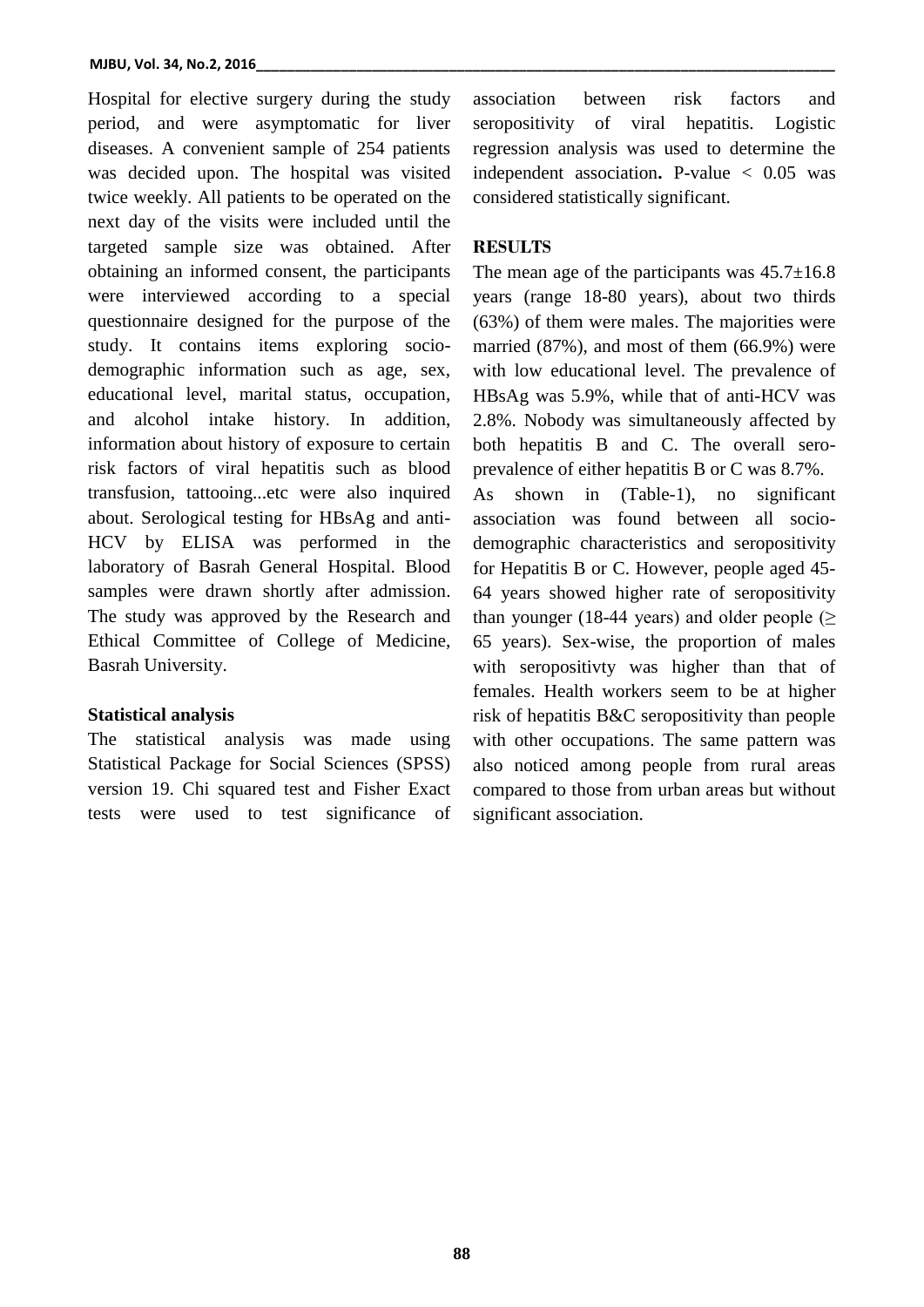Hospital for elective surgery during the study period, and were asymptomatic for liver diseases. A convenient sample of 254 patients was decided upon. The hospital was visited twice weekly. All patients to be operated on the next day of the visits were included until the targeted sample size was obtained. After obtaining an informed consent, the participants were interviewed according to a special questionnaire designed for the purpose of the study. It contains items exploring socio-demographic information such as age, sex, educational level, marital status, occupation, and alcohol intake history. In addition, information about history of exposure to certain risk factors of viral hepatitis such as blood transfusion, tattooing...etc were also inquired about. Serological testing for HBsAg and anti-HCV by ELISA was performed in the laboratory of Basrah General Hospital. Blood samples were drawn shortly after admission. The study was approved by the Research and Ethical Committee of College of Medicine, Basrah University.

### Statistical analysis

The statistical analysis was made using Statistical Package for Social Sciences (SPSS) version 19. Chi squared test and Fisher Exact tests were used to test significance of association between risk factors and seropositivity of viral hepatitis. Logistic regression analysis was used to determine the independent association**.** P-value < 0.05 was considered statistically significant.

## RESULTS

The mean age of the participants was 45.7±16.8 years (range 18-80 years), about two thirds (63%) of them were males. The majorities were married (87%), and most of them (66.9%) were with low educational level. The prevalence of HBsAg was 5.9%, while that of anti-HCV was 2.8%. Nobody was simultaneously affected by both hepatitis B and C. The overall sero-prevalence of either hepatitis B or C was 8.7%.

As shown in (Table-1), no significant association was found between all socio-demographic characteristics and seropositivity for Hepatitis B or C. However, people aged 45-64 years showed higher rate of seropositivity than younger (18-44 years) and older people (≥ 65 years). Sex-wise, the proportion of males with seropositivty was higher than that of females. Health workers seem to be at higher risk of hepatitis B&C seropositivity than people with other occupations. The same pattern was also noticed among people from rural areas compared to those from urban areas but without significant association.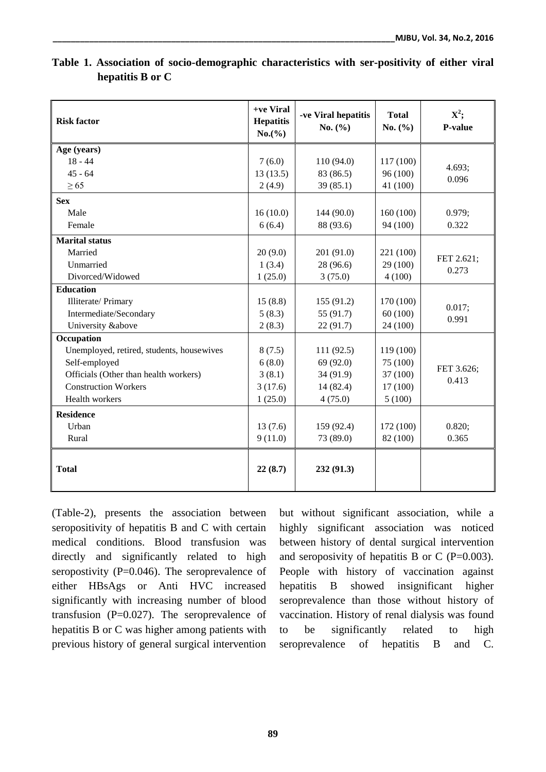**Table 1. Association of socio-demographic characteristics with ser-positivity of either viral hepatitis B or C**

| Risk factor | +ve Viral Hepatitis No.(%) | -ve Viral hepatitis No. (%) | Total No. (%) | $X^2$; P-value |
|---|---|---|---|---|
| **Age (years)** | | | | |
| 18 - 44 | 7 (6.0) | 110 (94.0) | 117 (100) | 4.693; 0.096 |
| 45 - 64 | 13 (13.5) | 83 (86.5) | 96 (100) | |
| ≥ 65 | 2 (4.9) | 39 (85.1) | 41 (100) | |
| **Sex** | | | | |
| Male | 16 (10.0) | 144 (90.0) | 160 (100) | 0.979; 0.322 |
| Female | 6 (6.4) | 88 (93.6) | 94 (100) | |
| **Marital status** | | | | |
| Married | 20 (9.0) | 201 (91.0) | 221 (100) | FET 2.621; 0.273 |
| Unmarried | 1 (3.4) | 28 (96.6) | 29 (100) | |
| Divorced/Widowed | 1 (25.0) | 3 (75.0) | 4 (100) | |
| **Education** | | | | |
| Illiterate/ Primary | 15 (8.8) | 155 (91.2) | 170 (100) | 0.017; 0.991 |
| Intermediate/Secondary | 5 (8.3) | 55 (91.7) | 60 (100) | |
| University &above | 2 (8.3) | 22 (91.7) | 24 (100) | |
| **Occupation** | | | | |
| Unemployed, retired, students, housewives | 8 (7.5) | 111 (92.5) | 119 (100) | FET 3.626; 0.413 |
| Self-employed | 6 (8.0) | 69 (92.0) | 75 (100) | |
| Officials (Other than health workers) | 3 (8.1) | 34 (91.9) | 37 (100) | |
| Construction Workers | 3 (17.6) | 14 (82.4) | 17 (100) | |
| Health workers | 1 (25.0) | 4 (75.0) | 5 (100) | |
| **Residence** | | | | |
| Urban | 13 (7.6) | 159 (92.4) | 172 (100) | 0.820; 0.365 |
| Rural | 9 (11.0) | 73 (89.0) | 82 (100) | |
| **Total** | **22 (8.7)** | **232 (91.3)** | | |

(Table-2), presents the association between seropositivity of hepatitis B and C with certain medical conditions. Blood transfusion was directly and significantly related to high seropostivity (P=0.046). The seroprevalence of either HBsAgs or Anti HVC increased significantly with increasing number of blood transfusion (P=0.027). The seroprevalence of hepatitis B or C was higher among patients with previous history of general surgical intervention but without significant association, while a highly significant association was noticed between history of dental surgical intervention and seroposivity of hepatitis B or C (P=0.003). People with history of vaccination against hepatitis B showed insignificant higher seroprevalence than those without history of vaccination. History of renal dialysis was found to be significantly related to high seroprevalence of hepatitis B and C.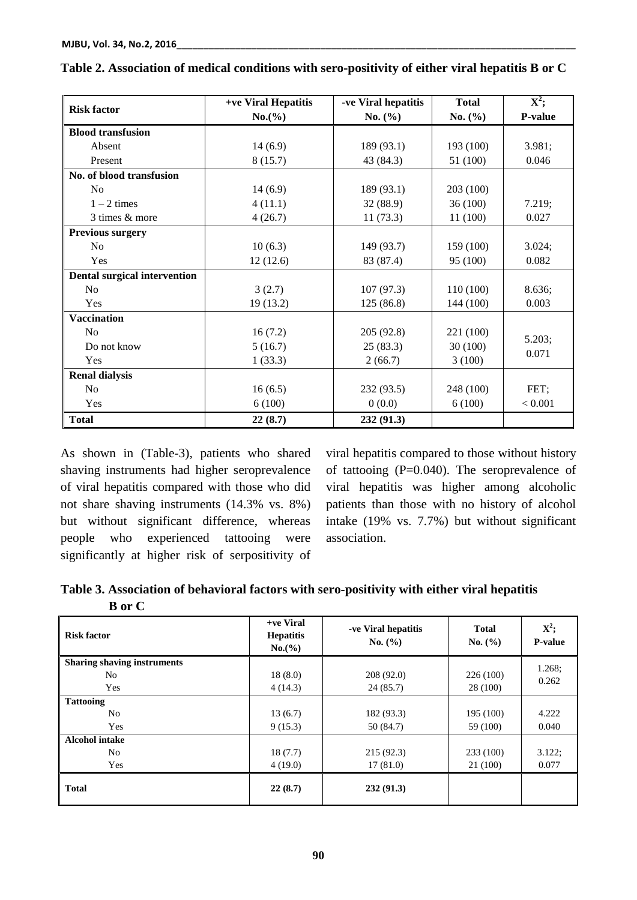**Table 2. Association of medical conditions with sero-positivity of either viral hepatitis B or C**

| Risk factor | +ve Viral Hepatitis No.(%) | -ve Viral hepatitis No. (%) | Total No. (%) | $X^2$; P-value |
|---|---|---|---|---|
| **Blood transfusion** | | | | |
| Absent | 14 (6.9) | 189 (93.1) | 193 (100) | 3.981; |
| Present | 8 (15.7) | 43 (84.3) | 51 (100) | 0.046 |
| **No. of blood transfusion** | | | | |
| No | 14 (6.9) | 189 (93.1) | 203 (100) | |
| 1 – 2 times | 4 (11.1) | 32 (88.9) | 36 (100) | 7.219; |
| 3 times & more | 4 (26.7) | 11 (73.3) | 11 (100) | 0.027 |
| **Previous surgery** | | | | |
| No | 10 (6.3) | 149 (93.7) | 159 (100) | 3.024; |
| Yes | 12 (12.6) | 83 (87.4) | 95 (100) | 0.082 |
| **Dental surgical intervention** | | | | |
| No | 3 (2.7) | 107 (97.3) | 110 (100) | 8.636; |
| Yes | 19 (13.2) | 125 (86.8) | 144 (100) | 0.003 |
| **Vaccination** | | | | |
| No | 16 (7.2) | 205 (92.8) | 221 (100) | 5.203; |
| Do not know | 5 (16.7) | 25 (83.3) | 30 (100) | 0.071 |
| Yes | 1 (33.3) | 2 (66.7) | 3 (100) | |
| **Renal dialysis** | | | | |
| No | 16 (6.5) | 232 (93.5) | 248 (100) | FET; |
| Yes | 6 (100) | 0 (0.0) | 6 (100) | < 0.001 |
| **Total** | **22 (8.7)** | **232 (91.3)** | | |

As shown in (Table-3), patients who shared shaving instruments had higher seroprevalence of viral hepatitis compared with those who did not share shaving instruments (14.3% vs. 8%) but without significant difference, whereas people who experienced tattooing were significantly at higher risk of serpositivity of viral hepatitis compared to those without history of tattooing (P=0.040). The seroprevalence of viral hepatitis was higher among alcoholic patients than those with no history of alcohol intake (19% vs. 7.7%) but without significant association.

**Table 3. Association of behavioral factors with sero-positivity with either viral hepatitis B or C**

| Risk factor | +ve Viral Hepatitis No.(%) | -ve Viral hepatitis No. (%) | Total No. (%) | $X^2$; P-value |
|---|---|---|---|---|
| **Sharing shaving instruments** | | | | |
| No | 18 (8.0) | 208 (92.0) | 226 (100) | 1.268; |
| Yes | 4 (14.3) | 24 (85.7) | 28 (100) | 0.262 |
| **Tattooing** | | | | |
| No | 13 (6.7) | 182 (93.3) | 195 (100) | 4.222 |
| Yes | 9 (15.3) | 50 (84.7) | 59 (100) | 0.040 |
| **Alcohol intake** | | | | |
| No | 18 (7.7) | 215 (92.3) | 233 (100) | 3.122; |
| Yes | 4 (19.0) | 17 (81.0) | 21 (100) | 0.077 |
| **Total** | **22 (8.7)** | **232 (91.3)** | | |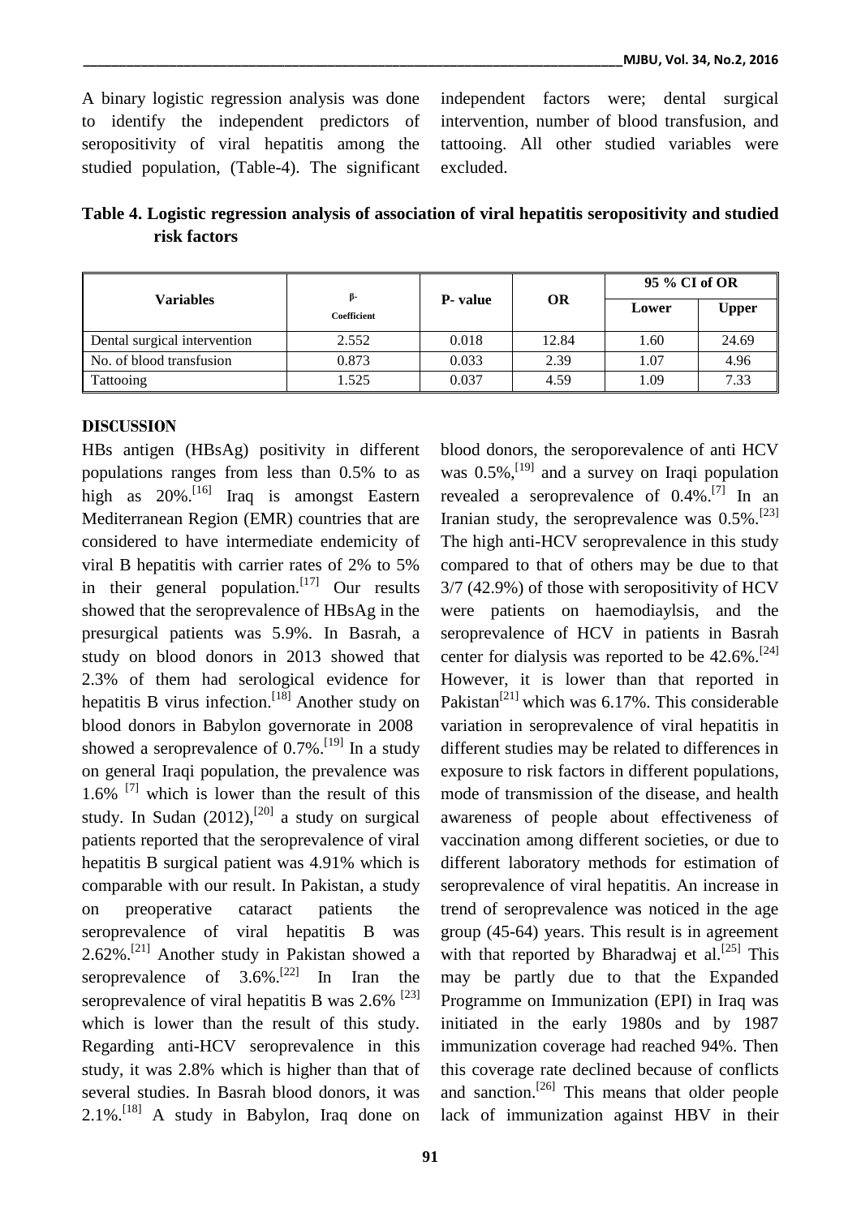A binary logistic regression analysis was done to identify the independent predictors of seropositivity of viral hepatitis among the studied population, (Table-4). The significant independent factors were; dental surgical intervention, number of blood transfusion, and tattooing. All other studied variables were excluded.

**Table 4. Logistic regression analysis of association of viral hepatitis seropositivity and studied risk factors**

| Variables | β-Coefficient | P- value | OR | 95 % CI of OR | |
|---|---|---|---|---|---|
| | | | | Lower | Upper |
| Dental surgical intervention | 2.552 | 0.018 | 12.84 | 1.60 | 24.69 |
| No. of blood transfusion | 0.873 | 0.033 | 2.39 | 1.07 | 4.96 |
| Tattooing | 1.525 | 0.037 | 4.59 | 1.09 | 7.33 |

## DISCUSSION

HBs antigen (HBsAg) positivity in different populations ranges from less than 0.5% to as high as 20%.[16] Iraq is amongst Eastern Mediterranean Region (EMR) countries that are considered to have intermediate endemicity of viral B hepatitis with carrier rates of 2% to 5% in their general population.[17] Our results showed that the seroprevalence of HBsAg in the presurgical patients was 5.9%. In Basrah, a study on blood donors in 2013 showed that 2.3% of them had serological evidence for hepatitis B virus infection.[18] Another study on blood donors in Babylon governorate in 2008 showed a seroprevalence of 0.7%.[19] In a study on general Iraqi population, the prevalence was 1.6% [7] which is lower than the result of this study. In Sudan (2012),[20] a study on surgical patients reported that the seroprevalence of viral hepatitis B surgical patient was 4.91% which is comparable with our result. In Pakistan, a study on preoperative cataract patients the seroprevalence of viral hepatitis B was 2.62%.[21] Another study in Pakistan showed a seroprevalence of 3.6%.[22] In Iran the seroprevalence of viral hepatitis B was 2.6% [23] which is lower than the result of this study. Regarding anti-HCV seroprevalence in this study, it was 2.8% which is higher than that of several studies. In Basrah blood donors, it was 2.1%.[18] A study in Babylon, Iraq done on blood donors, the seroporevalence of anti HCV was 0.5%,[19] and a survey on Iraqi population revealed a seroprevalence of 0.4%.[7] In an Iranian study, the seroprevalence was 0.5%.[23] The high anti-HCV seroprevalence in this study compared to that of others may be due to that 3/7 (42.9%) of those with seropositivity of HCV were patients on haemodiaylsis, and the seroprevalence of HCV in patients in Basrah center for dialysis was reported to be 42.6%.[24] However, it is lower than that reported in Pakistan[21] which was 6.17%. This considerable variation in seroprevalence of viral hepatitis in different studies may be related to differences in exposure to risk factors in different populations, mode of transmission of the disease, and health awareness of people about effectiveness of vaccination among different societies, or due to different laboratory methods for estimation of seroprevalence of viral hepatitis. An increase in trend of seroprevalence was noticed in the age group (45-64) years. This result is in agreement with that reported by Bharadwaj et al.[25] This may be partly due to that the Expanded Programme on Immunization (EPI) in Iraq was initiated in the early 1980s and by 1987 immunization coverage had reached 94%. Then this coverage rate declined because of conflicts and sanction.[26] This means that older people lack of immunization against HBV in their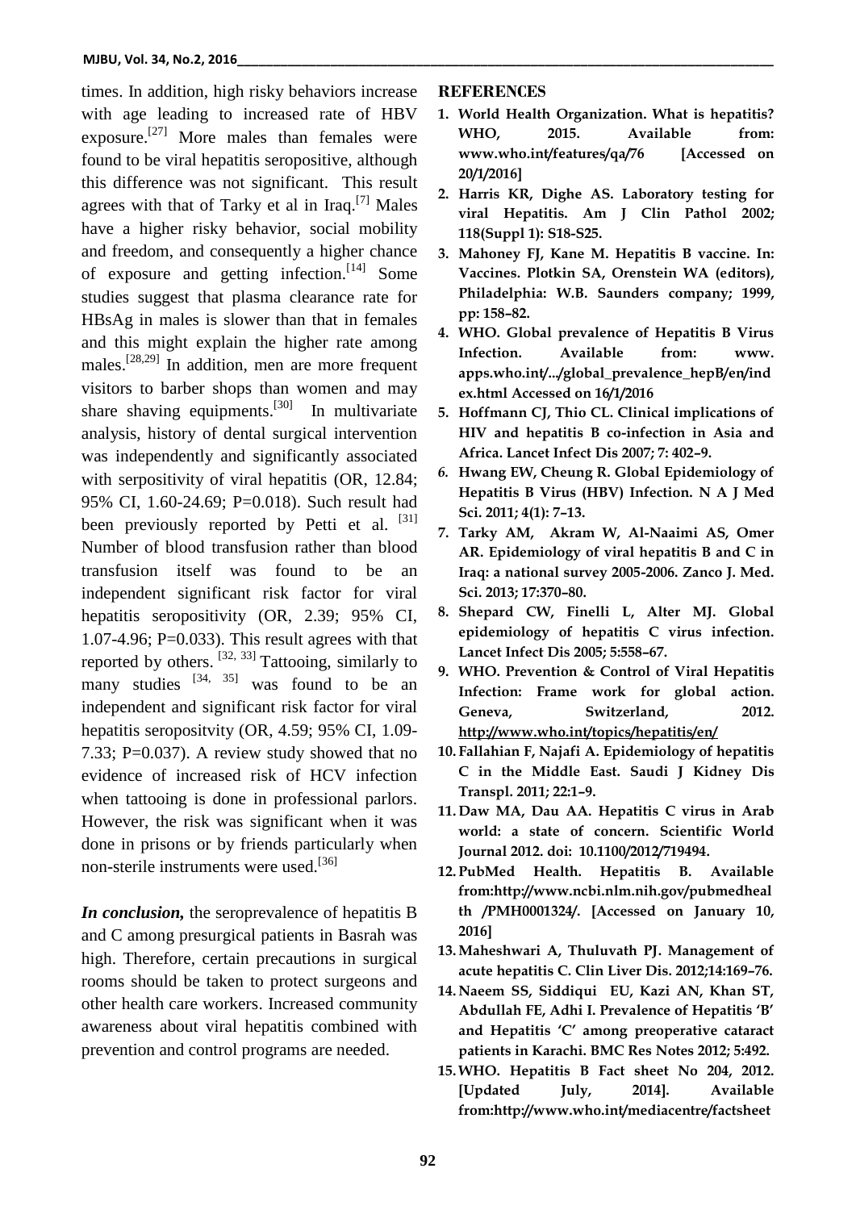times. In addition, high risky behaviors increase with age leading to increased rate of HBV exposure.[27] More males than females were found to be viral hepatitis seropositive, although this difference was not significant. This result agrees with that of Tarky et al in Iraq.[7] Males have a higher risky behavior, social mobility and freedom, and consequently a higher chance of exposure and getting infection.[14] Some studies suggest that plasma clearance rate for HBsAg in males is slower than that in females and this might explain the higher rate among males.[28,29] In addition, men are more frequent visitors to barber shops than women and may share shaving equipments.[30] In multivariate analysis, history of dental surgical intervention was independently and significantly associated with serpositivity of viral hepatitis (OR, 12.84; 95% CI, 1.60-24.69; P=0.018). Such result had been previously reported by Petti et al. [31] Number of blood transfusion rather than blood transfusion itself was found to be an independent significant risk factor for viral hepatitis seropositivity (OR, 2.39; 95% CI, 1.07-4.96; P=0.033). This result agrees with that reported by others. [32, 33] Tattooing, similarly to many studies [34, 35] was found to be an independent and significant risk factor for viral hepatitis seropositvity (OR, 4.59; 95% CI, 1.09-7.33; P=0.037). A review study showed that no evidence of increased risk of HCV infection when tattooing is done in professional parlors. However, the risk was significant when it was done in prisons or by friends particularly when non-sterile instruments were used.[36]

***In conclusion,*** the seroprevalence of hepatitis B and C among presurgical patients in Basrah was high. Therefore, certain precautions in surgical rooms should be taken to protect surgeons and other health care workers. Increased community awareness about viral hepatitis combined with prevention and control programs are needed.

## REFERENCES

1. **World Health Organization. What is hepatitis? WHO, 2015. Available from: www.who.int/features/qa/76 [Accessed on 20/1/2016]**
2. **Harris KR, Dighe AS. Laboratory testing for viral Hepatitis. Am J Clin Pathol 2002; 118(Suppl 1): S18-S25.**
3. **Mahoney FJ, Kane M. Hepatitis B vaccine. In: Vaccines. Plotkin SA, Orenstein WA (editors), Philadelphia: W.B. Saunders company; 1999, pp: 158–82.**
4. **WHO. Global prevalence of Hepatitis B Virus Infection. Available from: www. apps.who.int/.../global_prevalence_hepB/en/index.html Accessed on 16/1/2016**
5. **Hoffmann CJ, Thio CL. Clinical implications of HIV and hepatitis B co-infection in Asia and Africa. Lancet Infect Dis 2007; 7: 402–9.**
6. **Hwang EW, Cheung R. Global Epidemiology of Hepatitis B Virus (HBV) Infection. N A J Med Sci. 2011; 4(1): 7–13.**
7. **Tarky AM, Akram W, Al-Naaimi AS, Omer AR. Epidemiology of viral hepatitis B and C in Iraq: a national survey 2005-2006. Zanco J. Med. Sci. 2013; 17:370–80.**
8. **Shepard CW, Finelli L, Alter MJ. Global epidemiology of hepatitis C virus infection. Lancet Infect Dis 2005; 5:558–67.**
9. **WHO. Prevention & Control of Viral Hepatitis Infection: Frame work for global action. Geneva, Switzerland, 2012. http://www.who.int/topics/hepatitis/en/**
10. **Fallahian F, Najafi A. Epidemiology of hepatitis C in the Middle East. Saudi J Kidney Dis Transpl. 2011; 22:1–9.**
11. **Daw MA, Dau AA. Hepatitis C virus in Arab world: a state of concern. Scientific World Journal 2012. doi: 10.1100/2012/719494.**
12. **PubMed Health. Hepatitis B. Available from:http://www.ncbi.nlm.nih.gov/pubmedhealth /PMH0001324/. [Accessed on January 10, 2016]**
13. **Maheshwari A, Thuluvath PJ. Management of acute hepatitis C. Clin Liver Dis. 2012;14:169–76.**
14. **Naeem SS, Siddiqui EU, Kazi AN, Khan ST, Abdullah FE, Adhi I. Prevalence of Hepatitis 'B' and Hepatitis 'C' among preoperative cataract patients in Karachi. BMC Res Notes 2012; 5:492.**
15. **WHO. Hepatitis B Fact sheet No 204, 2012. [Updated July, 2014]. Available from:http://www.who.int/mediacentre/factsheet**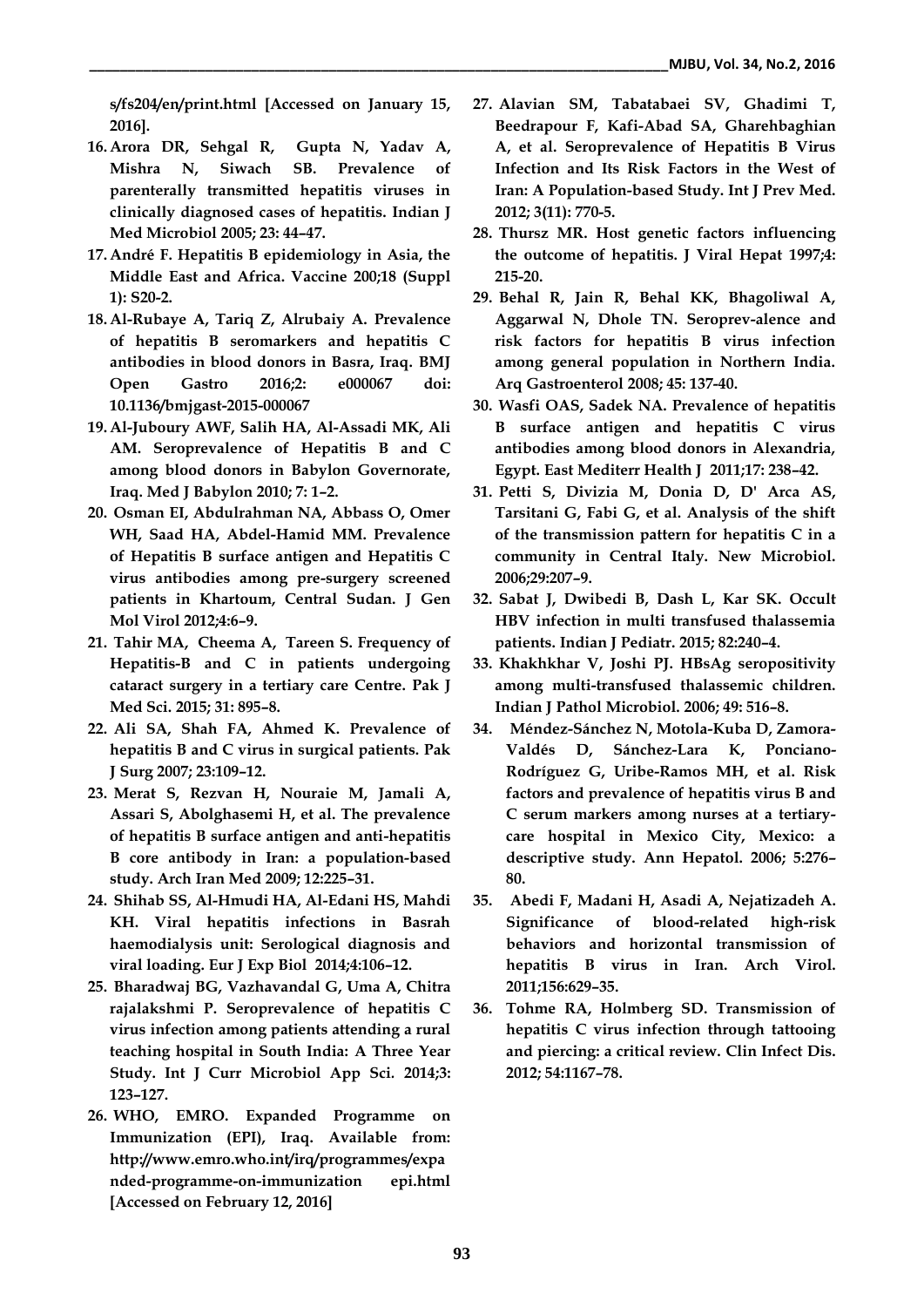s/fs204/en/print.html [Accessed on January 15, 2016].

16. Arora DR, Sehgal R, Gupta N, Yadav A, Mishra N, Siwach SB. Prevalence of parenterally transmitted hepatitis viruses in clinically diagnosed cases of hepatitis. Indian J Med Microbiol 2005; 23: 44–47.
17. André F. Hepatitis B epidemiology in Asia, the Middle East and Africa. Vaccine 200;18 (Suppl 1): S20-2.
18. Al-Rubaye A, Tariq Z, Alrubaiy A. Prevalence of hepatitis B seromarkers and hepatitis C antibodies in blood donors in Basra, Iraq. BMJ Open Gastro 2016;2: e000067 doi: 10.1136/bmjgast-2015-000067
19. Al-Juboury AWF, Salih HA, Al-Assadi MK, Ali AM. Seroprevalence of Hepatitis B and C among blood donors in Babylon Governorate, Iraq. Med J Babylon 2010; 7: 1–2.
20. Osman EI, Abdulrahman NA, Abbass O, Omer WH, Saad HA, Abdel-Hamid MM. Prevalence of Hepatitis B surface antigen and Hepatitis C virus antibodies among pre-surgery screened patients in Khartoum, Central Sudan. J Gen Mol Virol 2012;4:6–9.
21. Tahir MA, Cheema A, Tareen S. Frequency of Hepatitis-B and C in patients undergoing cataract surgery in a tertiary care Centre. Pak J Med Sci. 2015; 31: 895–8.
22. Ali SA, Shah FA, Ahmed K. Prevalence of hepatitis B and C virus in surgical patients. Pak J Surg 2007; 23:109–12.
23. Merat S, Rezvan H, Nouraie M, Jamali A, Assari S, Abolghasemi H, et al. The prevalence of hepatitis B surface antigen and anti-hepatitis B core antibody in Iran: a population-based study. Arch Iran Med 2009; 12:225–31.
24. Shihab SS, Al-Hmudi HA, Al-Edani HS, Mahdi KH. Viral hepatitis infections in Basrah haemodialysis unit: Serological diagnosis and viral loading. Eur J Exp Biol 2014;4:106–12.
25. Bharadwaj BG, Vazhavandal G, Uma A, Chitra rajalakshmi P. Seroprevalence of hepatitis C virus infection among patients attending a rural teaching hospital in South India: A Three Year Study. Int J Curr Microbiol App Sci. 2014;3: 123–127.
26. WHO, EMRO. Expanded Programme on Immunization (EPI), Iraq. Available from: http://www.emro.who.int/irq/programmes/expanded-programme-on-immunization epi.html [Accessed on February 12, 2016]
27. Alavian SM, Tabatabaei SV, Ghadimi T, Beedrapour F, Kafi-Abad SA, Gharehbaghian A, et al. Seroprevalence of Hepatitis B Virus Infection and Its Risk Factors in the West of Iran: A Population-based Study. Int J Prev Med. 2012; 3(11): 770-5.
28. Thursz MR. Host genetic factors influencing the outcome of hepatitis. J Viral Hepat 1997;4: 215-20.
29. Behal R, Jain R, Behal KK, Bhagoliwal A, Aggarwal N, Dhole TN. Seroprev-alence and risk factors for hepatitis B virus infection among general population in Northern India. Arq Gastroenterol 2008; 45: 137-40.
30. Wasfi OAS, Sadek NA. Prevalence of hepatitis B surface antigen and hepatitis C virus antibodies among blood donors in Alexandria, Egypt. East Mediterr Health J 2011;17: 238–42.
31. Petti S, Divizia M, Donia D, D' Arca AS, Tarsitani G, Fabi G, et al. Analysis of the shift of the transmission pattern for hepatitis C in a community in Central Italy. New Microbiol. 2006;29:207–9.
32. Sabat J, Dwibedi B, Dash L, Kar SK. Occult HBV infection in multi transfused thalassemia patients. Indian J Pediatr. 2015; 82:240–4.
33. Khakhkhar V, Joshi PJ. HBsAg seropositivity among multi-transfused thalassemic children. Indian J Pathol Microbiol. 2006; 49: 516–8.
34. Méndez-Sánchez N, Motola-Kuba D, Zamora-Valdés D, Sánchez-Lara K, Ponciano-Rodríguez G, Uribe-Ramos MH, et al. Risk factors and prevalence of hepatitis virus B and C serum markers among nurses at a tertiary-care hospital in Mexico City, Mexico: a descriptive study. Ann Hepatol. 2006; 5:276–80.
35. Abedi F, Madani H, Asadi A, Nejatizadeh A. Significance of blood-related high-risk behaviors and horizontal transmission of hepatitis B virus in Iran. Arch Virol. 2011;156:629–35.
36. Tohme RA, Holmberg SD. Transmission of hepatitis C virus infection through tattooing and piercing: a critical review. Clin Infect Dis. 2012; 54:1167–78.